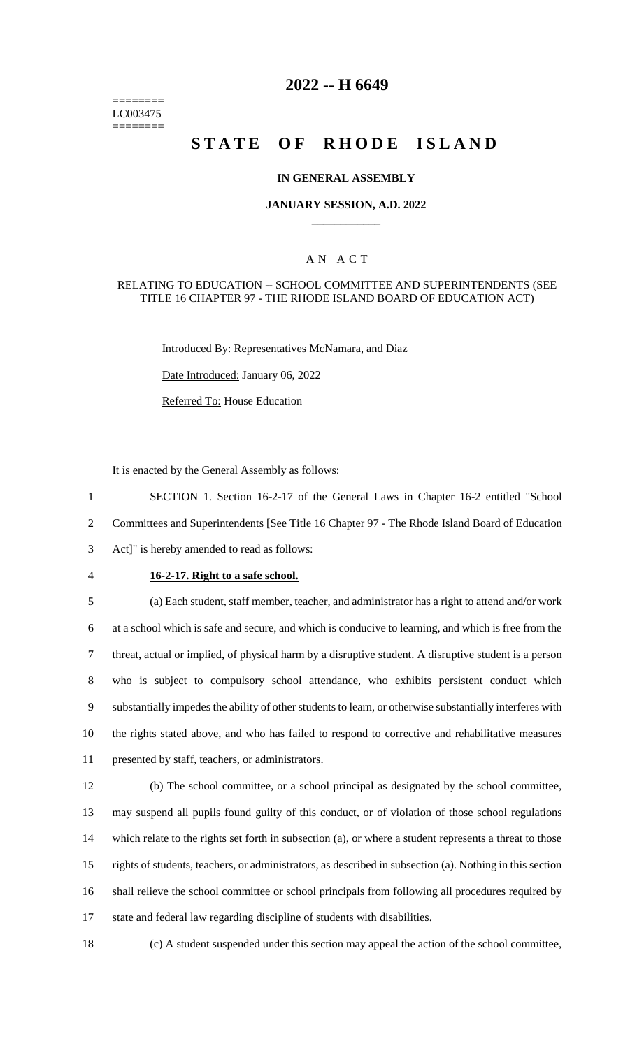========
LC003475
========

# 2022 -- H 6649

# STATE OF RHODE ISLAND

## IN GENERAL ASSEMBLY

### JANUARY SESSION, A.D. 2022

### A N A C T

RELATING TO EDUCATION -- SCHOOL COMMITTEE AND SUPERINTENDENTS (SEE TITLE 16 CHAPTER 97 - THE RHODE ISLAND BOARD OF EDUCATION ACT)

Introduced By: Representatives McNamara, and Diaz

Date Introduced: January 06, 2022

Referred To: House Education

It is enacted by the General Assembly as follows:

1 SECTION 1. Section 16-2-17 of the General Laws in Chapter 16-2 entitled "School
2 Committees and Superintendents [See Title 16 Chapter 97 - The Rhode Island Board of Education
3 Act]" is hereby amended to read as follows:

4 **16-2-17. Right to a safe school.**

5 (a) Each student, staff member, teacher, and administrator has a right to attend and/or work
6 at a school which is safe and secure, and which is conducive to learning, and which is free from the
7 threat, actual or implied, of physical harm by a disruptive student. A disruptive student is a person
8 who is subject to compulsory school attendance, who exhibits persistent conduct which
9 substantially impedes the ability of other students to learn, or otherwise substantially interferes with
10 the rights stated above, and who has failed to respond to corrective and rehabilitative measures
11 presented by staff, teachers, or administrators.

12 (b) The school committee, or a school principal as designated by the school committee,
13 may suspend all pupils found guilty of this conduct, or of violation of those school regulations
14 which relate to the rights set forth in subsection (a), or where a student represents a threat to those
15 rights of students, teachers, or administrators, as described in subsection (a). Nothing in this section
16 shall relieve the school committee or school principals from following all procedures required by
17 state and federal law regarding discipline of students with disabilities.

18 (c) A student suspended under this section may appeal the action of the school committee,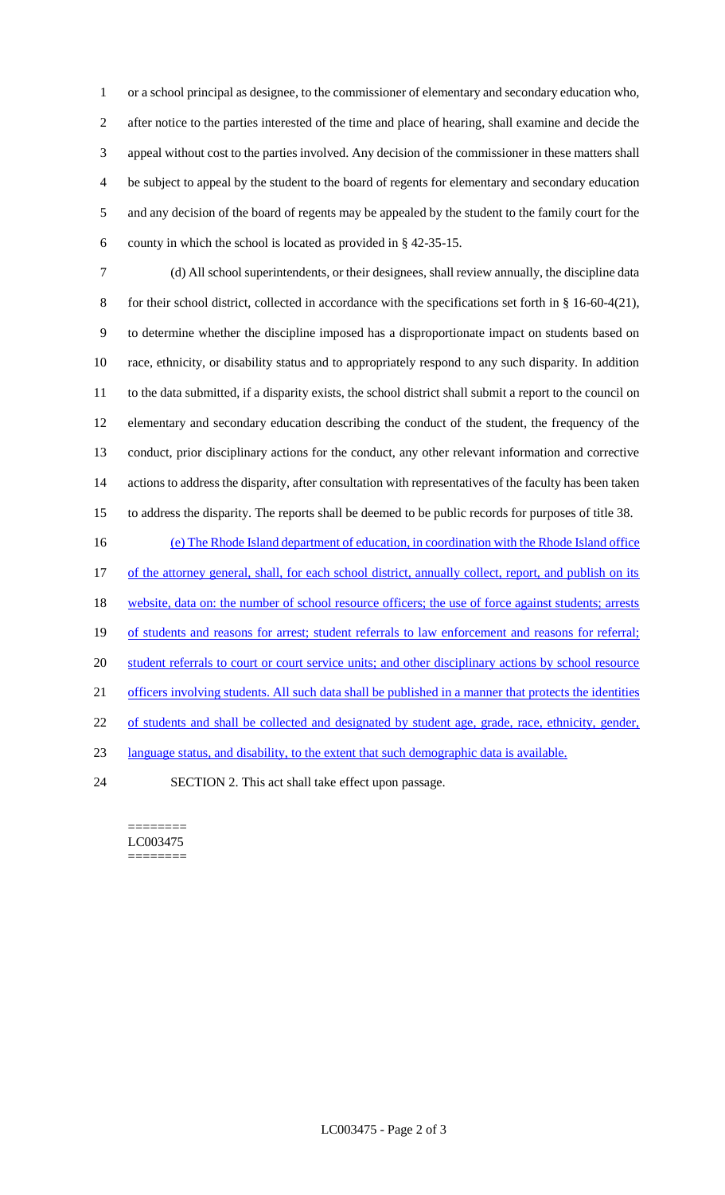or a school principal as designee, to the commissioner of elementary and secondary education who, after notice to the parties interested of the time and place of hearing, shall examine and decide the appeal without cost to the parties involved. Any decision of the commissioner in these matters shall be subject to appeal by the student to the board of regents for elementary and secondary education and any decision of the board of regents may be appealed by the student to the family court for the county in which the school is located as provided in § 42-35-15.

(d) All school superintendents, or their designees, shall review annually, the discipline data for their school district, collected in accordance with the specifications set forth in § 16-60-4(21), to determine whether the discipline imposed has a disproportionate impact on students based on race, ethnicity, or disability status and to appropriately respond to any such disparity. In addition to the data submitted, if a disparity exists, the school district shall submit a report to the council on elementary and secondary education describing the conduct of the student, the frequency of the conduct, prior disciplinary actions for the conduct, any other relevant information and corrective actions to address the disparity, after consultation with representatives of the faculty has been taken to address the disparity. The reports shall be deemed to be public records for purposes of title 38.

<u>(e) The Rhode Island department of education, in coordination with the Rhode Island office of the attorney general, shall, for each school district, annually collect, report, and publish on its website, data on: the number of school resource officers; the use of force against students; arrests of students and reasons for arrest; student referrals to law enforcement and reasons for referral; student referrals to court or court service units; and other disciplinary actions by school resource officers involving students. All such data shall be published in a manner that protects the identities of students and shall be collected and designated by student age, grade, race, ethnicity, gender, language status, and disability, to the extent that such demographic data is available.</u>

SECTION 2. This act shall take effect upon passage.

========
LC003475
========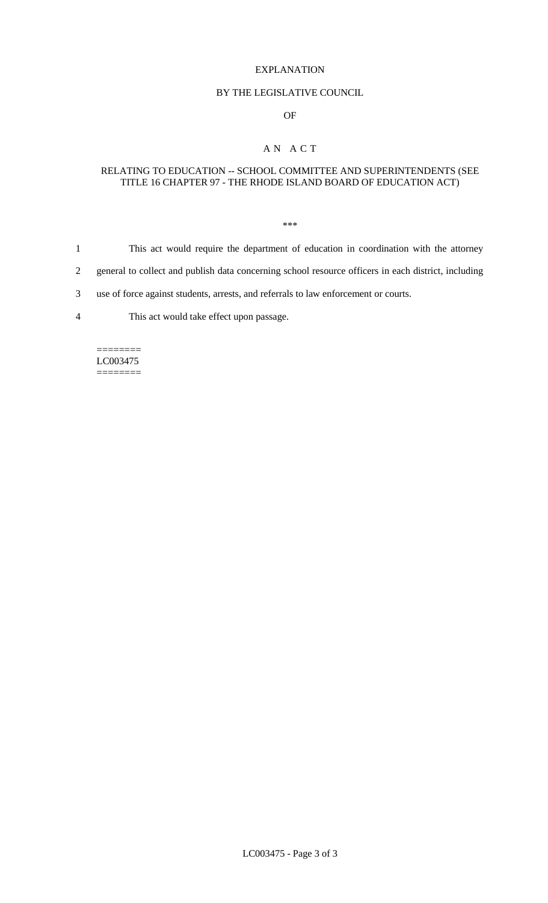EXPLANATION

BY THE LEGISLATIVE COUNCIL

OF

A N A C T

RELATING TO EDUCATION -- SCHOOL COMMITTEE AND SUPERINTENDENTS (SEE TITLE 16 CHAPTER 97 - THE RHODE ISLAND BOARD OF EDUCATION ACT)

\*\*\*

1 This act would require the department of education in coordination with the attorney
2 general to collect and publish data concerning school resource officers in each district, including
3 use of force against students, arrests, and referrals to law enforcement or courts.
4 This act would take effect upon passage.

========
LC003475
========